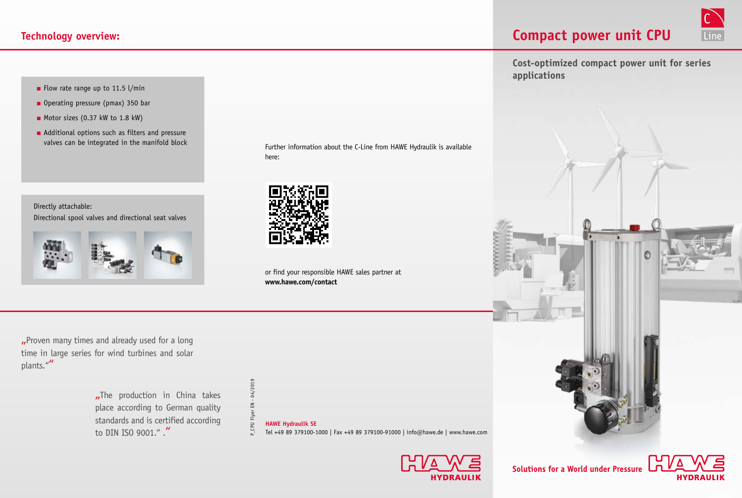## Technology overview:

- Flow rate range up to 11.5 l/min
- Operating pressure (pmax) 350 bar
- Motor sizes (0.37 kW to 1.8 kW)
- Additional options such as filters and pressure valves can be integrated in the manifold block

Directly attachable:
Directional spool valves and directional seat valves

„Proven many times and already used for a long time in large series for wind turbines and solar plants.“"

„The production in China takes place according to German quality standards and is certified according to DIN ISO 9001.“ ."

Further information about the C-Line from HAWE Hydraulik is available here:

or find your responsible HAWE sales partner at
**www.hawe.com/contact**

P_CPU Flyer EN - 04/2019

**HAWE Hydraulik SE**
Tel +49 89 379100-1000 | Fax +49 89 379100-91000 | info@hawe.de | www.hawe.com

HAWE HYDRAULIK

# Compact power unit CPU

C Line

## Cost-optimized compact power unit for series applications

Solutions for a World under Pressure

HAWE HYDRAULIK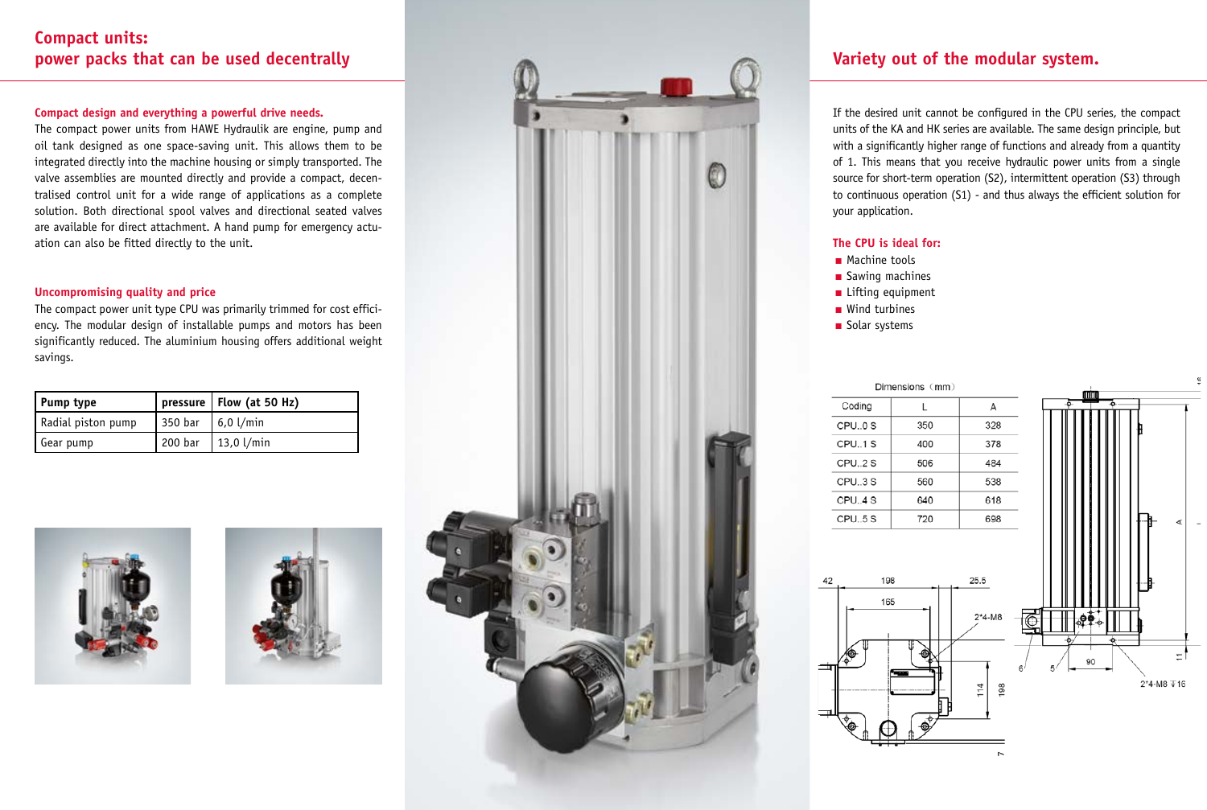## Compact units: power packs that can be used decentrally

### Compact design and everything a powerful drive needs.

The compact power units from HAWE Hydraulik are engine, pump and oil tank designed as one space-saving unit. This allows them to be integrated directly into the machine housing or simply transported. The valve assemblies are mounted directly and provide a compact, decentralised control unit for a wide range of applications as a complete solution. Both directional spool valves and directional seated valves are available for direct attachment. A hand pump for emergency actuation can also be fitted directly to the unit.

### Uncompromising quality and price

The compact power unit type CPU was primarily trimmed for cost efficiency. The modular design of installable pumps and motors has been significantly reduced. The aluminium housing offers additional weight savings.

| Pump type | pressure | Flow (at 50 Hz) |
|---|---|---|
| Radial piston pump | 350 bar | 6,0 l/min |
| Gear pump | 200 bar | 13,0 l/min |

## Variety out of the modular system.

If the desired unit cannot be configured in the CPU series, the compact units of the KA and HK series are available. The same design principle, but with a significantly higher range of functions and already from a quantity of 1. This means that you receive hydraulic power units from a single source for short-term operation (S2), intermittent operation (S3) through to continuous operation (S1) - and thus always the efficient solution for your application.

### The CPU is ideal for:

- Machine tools
- Sawing machines
- Lifting equipment
- Wind turbines
- Solar systems

Dimensions（mm）

| Coding | L | A |
|---|---|---|
| CPU..0 S | 350 | 328 |
| CPU..1 S | 400 | 378 |
| CPU..2 S | 506 | 484 |
| CPU..3 S | 560 | 538 |
| CPU..4 S | 640 | 618 |
| CPU..5 S | 720 | 698 |

42 198 25.5 165 2*4-M8 114 198 7

6 5 90 11 A 2*4-M8 ↧16